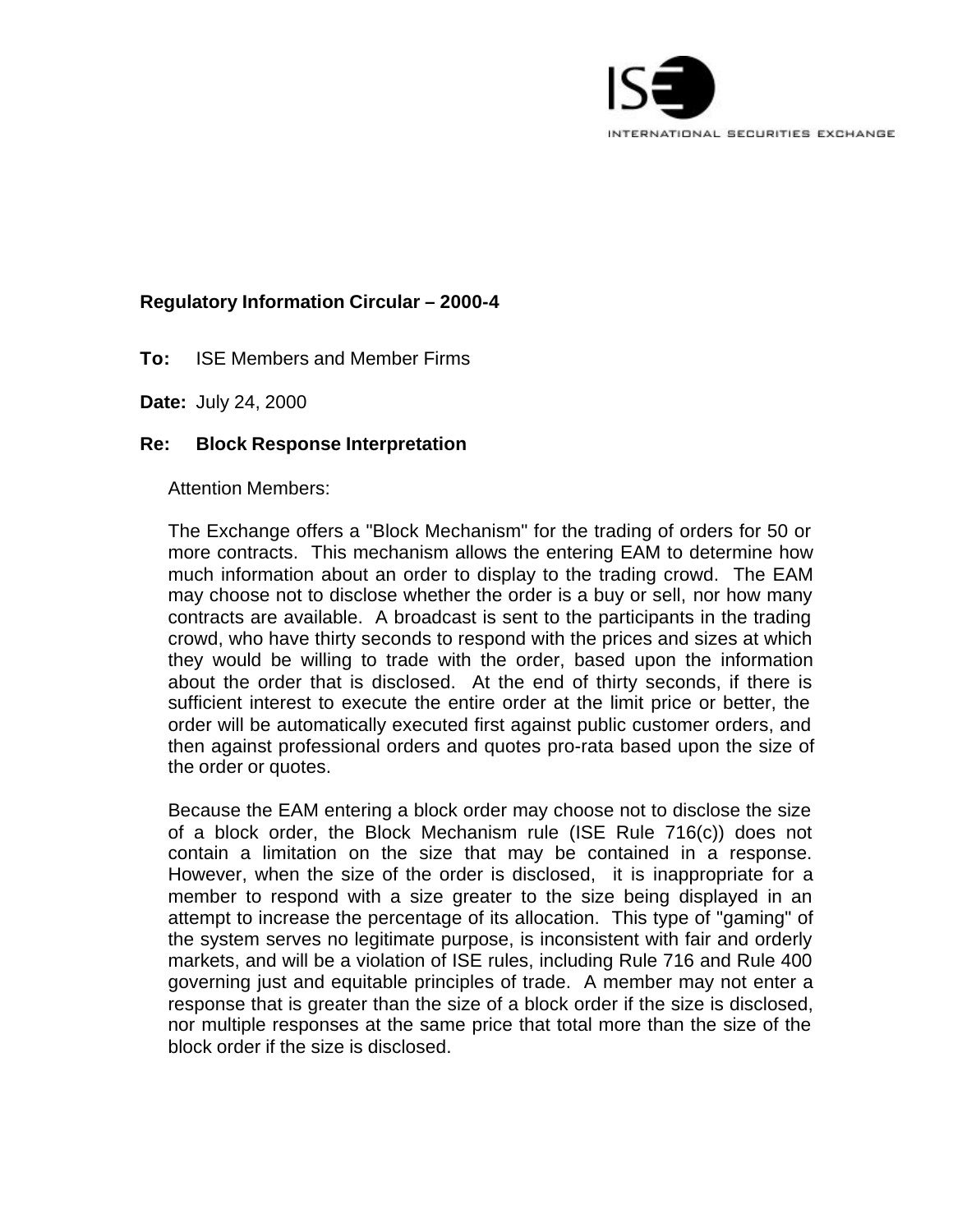ISE

INTERNATIONAL SECURITIES EXCHANGE

**Regulatory Information Circular – 2000-4**

**To:** ISE Members and Member Firms

**Date:** July 24, 2000

**Re: Block Response Interpretation**

Attention Members:

The Exchange offers a "Block Mechanism" for the trading of orders for 50 or more contracts. This mechanism allows the entering EAM to determine how much information about an order to display to the trading crowd. The EAM may choose not to disclose whether the order is a buy or sell, nor how many contracts are available. A broadcast is sent to the participants in the trading crowd, who have thirty seconds to respond with the prices and sizes at which they would be willing to trade with the order, based upon the information about the order that is disclosed. At the end of thirty seconds, if there is sufficient interest to execute the entire order at the limit price or better, the order will be automatically executed first against public customer orders, and then against professional orders and quotes pro-rata based upon the size of the order or quotes.

Because the EAM entering a block order may choose not to disclose the size of a block order, the Block Mechanism rule (ISE Rule 716(c)) does not contain a limitation on the size that may be contained in a response. However, when the size of the order is disclosed, it is inappropriate for a member to respond with a size greater to the size being displayed in an attempt to increase the percentage of its allocation. This type of "gaming" of the system serves no legitimate purpose, is inconsistent with fair and orderly markets, and will be a violation of ISE rules, including Rule 716 and Rule 400 governing just and equitable principles of trade. A member may not enter a response that is greater than the size of a block order if the size is disclosed, nor multiple responses at the same price that total more than the size of the block order if the size is disclosed.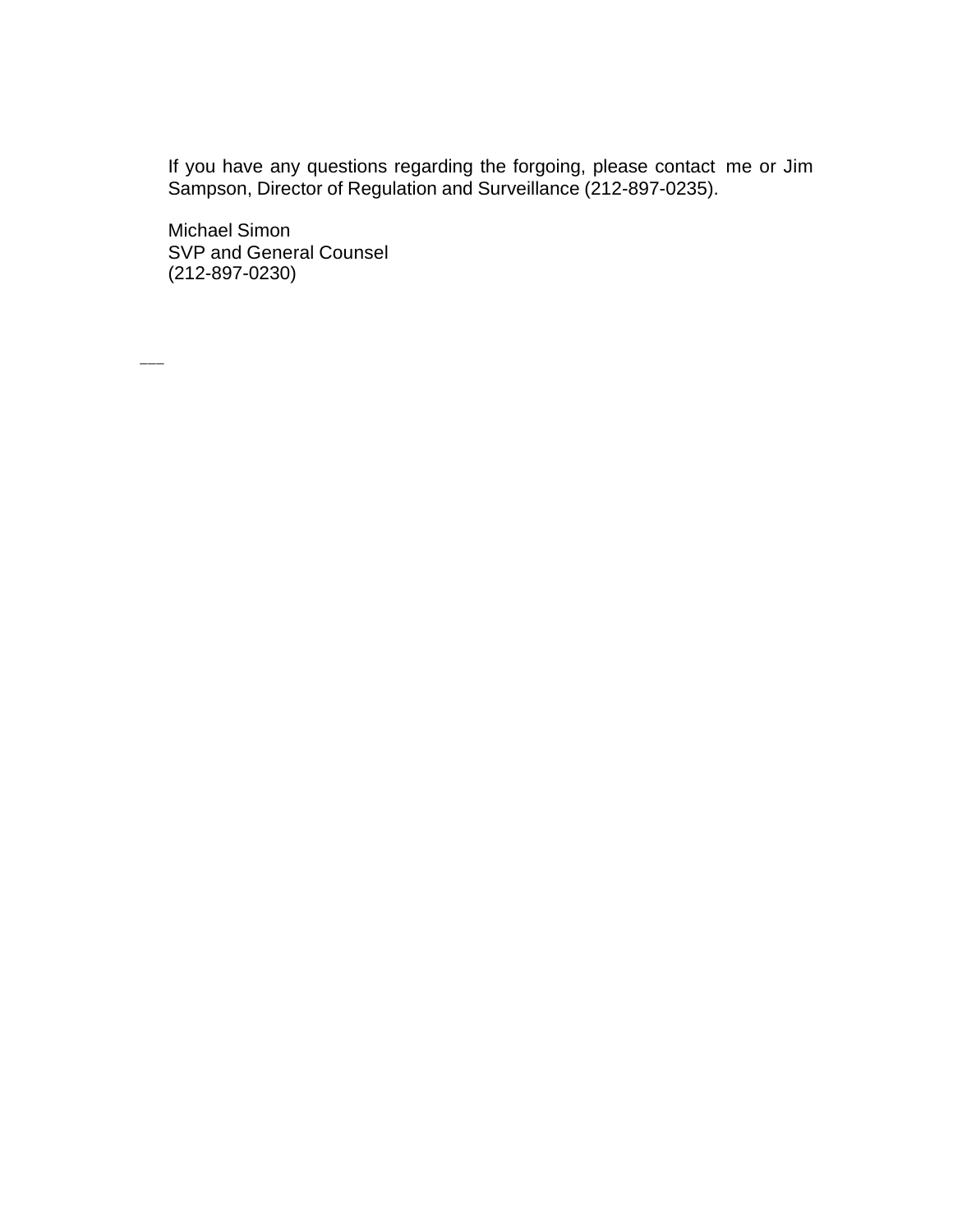If you have any questions regarding the forgoing, please contact me or Jim Sampson, Director of Regulation and Surveillance (212-897-0235).

Michael Simon
SVP and General Counsel
(212-897-0230)